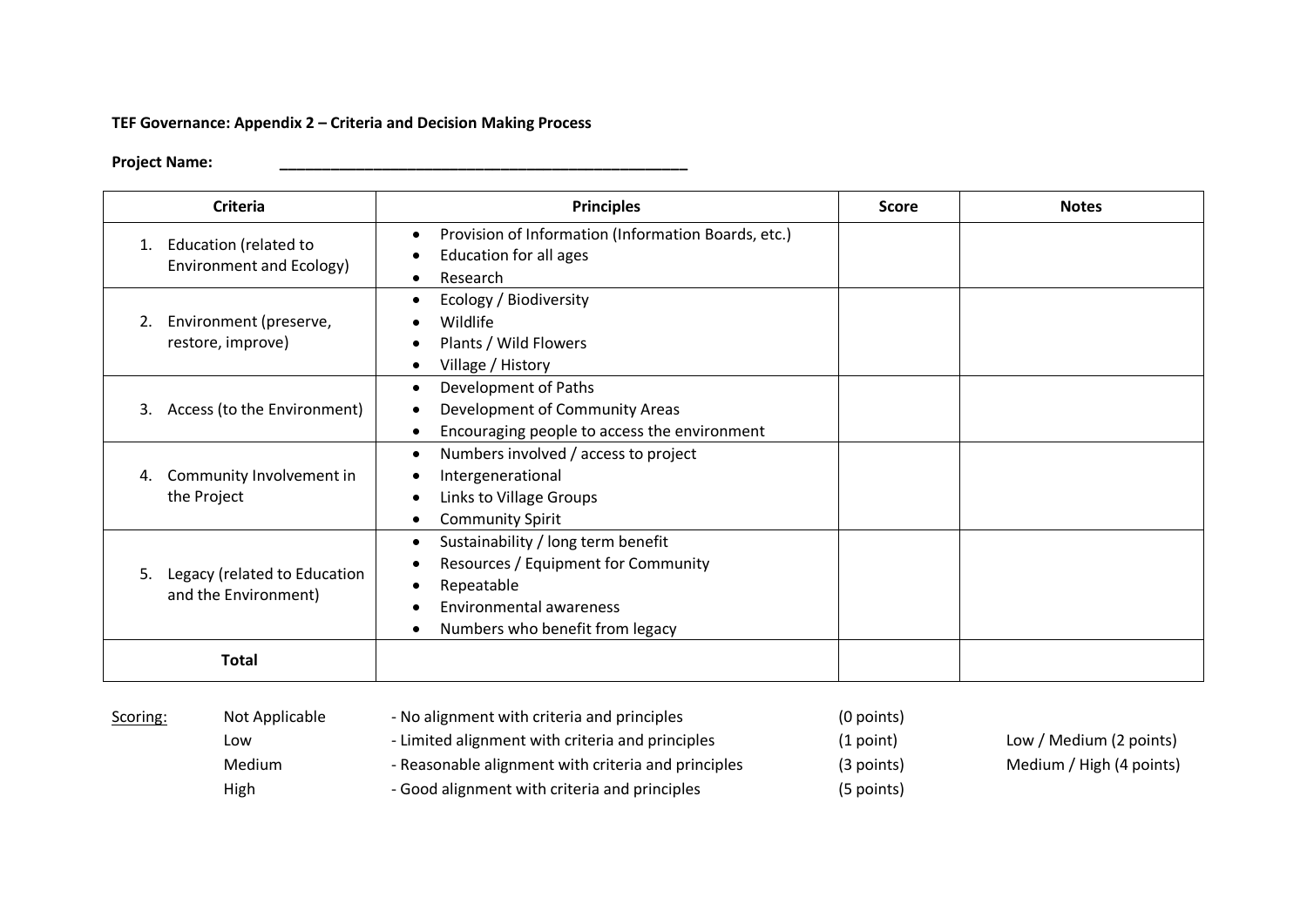**TEF Governance: Appendix 2 – Criteria and Decision Making Process**

**Project Name:** ___________________________________________________

| Criteria | Principles | Score | Notes |
|---|---|---|---|
| 1. Education (related to Environment and Ecology) | • Provision of Information (Information Boards, etc.)<br>• Education for all ages<br>• Research | | |
| 2. Environment (preserve, restore, improve) | • Ecology / Biodiversity<br>• Wildlife<br>• Plants / Wild Flowers<br>• Village / History | | |
| 3. Access (to the Environment) | • Development of Paths<br>• Development of Community Areas<br>• Encouraging people to access the environment | | |
| 4. Community Involvement in the Project | • Numbers involved / access to project<br>• Intergenerational<br>• Links to Village Groups<br>• Community Spirit | | |
| 5. Legacy (related to Education and the Environment) | • Sustainability / long term benefit<br>• Resources / Equipment for Community<br>• Repeatable<br>• Environmental awareness<br>• Numbers who benefit from legacy | | |
| **Total** | | | |

<u>Scoring:</u>

| | | | |
|---|---|---|---|
| Not Applicable | - No alignment with criteria and principles | (0 points) | |
| Low | - Limited alignment with criteria and principles | (1 point) | Low / Medium (2 points) |
| Medium | - Reasonable alignment with criteria and principles | (3 points) | Medium / High (4 points) |
| High | - Good alignment with criteria and principles | (5 points) | |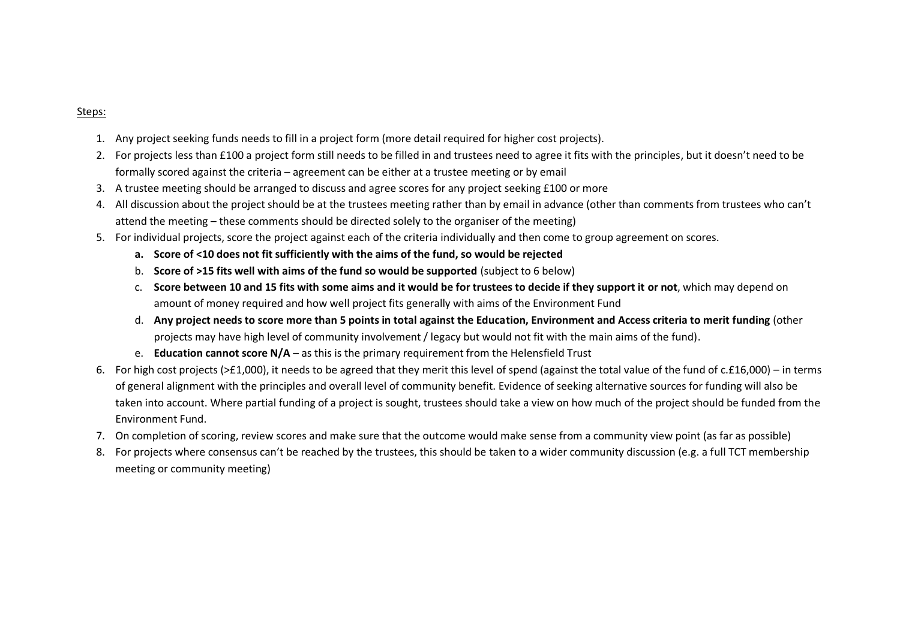Steps:

1. Any project seeking funds needs to fill in a project form (more detail required for higher cost projects).
2. For projects less than £100 a project form still needs to be filled in and trustees need to agree it fits with the principles, but it doesn't need to be formally scored against the criteria – agreement can be either at a trustee meeting or by email
3. A trustee meeting should be arranged to discuss and agree scores for any project seeking £100 or more
4. All discussion about the project should be at the trustees meeting rather than by email in advance (other than comments from trustees who can't attend the meeting – these comments should be directed solely to the organiser of the meeting)
5. For individual projects, score the project against each of the criteria individually and then come to group agreement on scores.
    a. **Score of <10 does not fit sufficiently with the aims of the fund, so would be rejected**
    b. **Score of >15 fits well with aims of the fund so would be supported** (subject to 6 below)
    c. **Score between 10 and 15 fits with some aims and it would be for trustees to decide if they support it or not**, which may depend on amount of money required and how well project fits generally with aims of the Environment Fund
    d. **Any project needs to score more than 5 points in total against the Education, Environment and Access criteria to merit funding** (other projects may have high level of community involvement / legacy but would not fit with the main aims of the fund).
    e. **Education cannot score N/A** – as this is the primary requirement from the Helensfield Trust
6. For high cost projects (>£1,000), it needs to be agreed that they merit this level of spend (against the total value of the fund of c.£16,000) – in terms of general alignment with the principles and overall level of community benefit. Evidence of seeking alternative sources for funding will also be taken into account. Where partial funding of a project is sought, trustees should take a view on how much of the project should be funded from the Environment Fund.
7. On completion of scoring, review scores and make sure that the outcome would make sense from a community view point (as far as possible)
8. For projects where consensus can't be reached by the trustees, this should be taken to a wider community discussion (e.g. a full TCT membership meeting or community meeting)